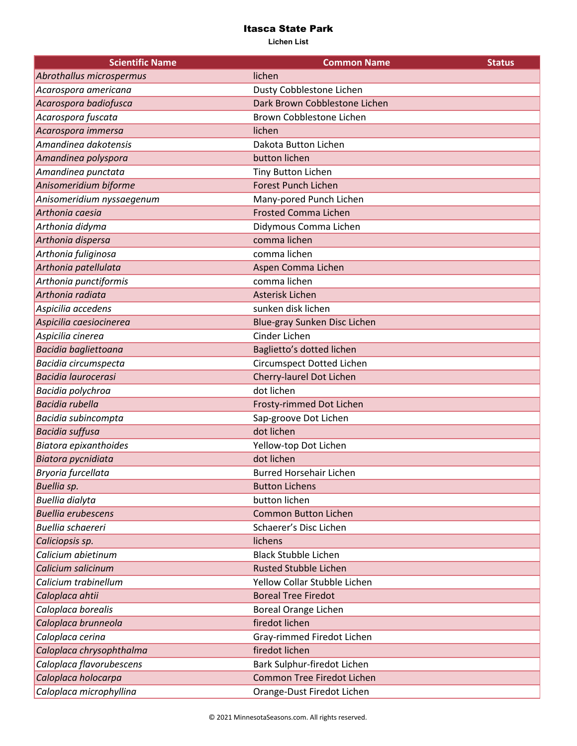# Itasca State Park

**Lichen List**

| Scientific Name | Common Name | Status |
|---|---|---|
| *Abrothallus microspermus* | lichen | |
| *Acarospora americana* | Dusty Cobblestone Lichen | |
| *Acarospora badiofusca* | Dark Brown Cobblestone Lichen | |
| *Acarospora fuscata* | Brown Cobblestone Lichen | |
| *Acarospora immersa* | lichen | |
| *Amandinea dakotensis* | Dakota Button Lichen | |
| *Amandinea polyspora* | button lichen | |
| *Amandinea punctata* | Tiny Button Lichen | |
| *Anisomeridium biforme* | Forest Punch Lichen | |
| *Anisomeridium nyssaegenum* | Many-pored Punch Lichen | |
| *Arthonia caesia* | Frosted Comma Lichen | |
| *Arthonia didyma* | Didymous Comma Lichen | |
| *Arthonia dispersa* | comma lichen | |
| *Arthonia fuliginosa* | comma lichen | |
| *Arthonia patellulata* | Aspen Comma Lichen | |
| *Arthonia punctiformis* | comma lichen | |
| *Arthonia radiata* | Asterisk Lichen | |
| *Aspicilia accedens* | sunken disk lichen | |
| *Aspicilia caesiocinerea* | Blue-gray Sunken Disc Lichen | |
| *Aspicilia cinerea* | Cinder Lichen | |
| *Bacidia bagliettoana* | Baglietto’s dotted lichen | |
| *Bacidia circumspecta* | Circumspect Dotted Lichen | |
| *Bacidia laurocerasi* | Cherry-laurel Dot Lichen | |
| *Bacidia polychroa* | dot lichen | |
| *Bacidia rubella* | Frosty-rimmed Dot Lichen | |
| *Bacidia subincompta* | Sap-groove Dot Lichen | |
| *Bacidia suffusa* | dot lichen | |
| *Biatora epixanthoides* | Yellow-top Dot Lichen | |
| *Biatora pycnidiata* | dot lichen | |
| *Bryoria furcellata* | Burred Horsehair Lichen | |
| *Buellia sp.* | Button Lichens | |
| *Buellia dialyta* | button lichen | |
| *Buellia erubescens* | Common Button Lichen | |
| *Buellia schaereri* | Schaerer’s Disc Lichen | |
| *Caliciopsis sp.* | lichens | |
| *Calicium abietinum* | Black Stubble Lichen | |
| *Calicium salicinum* | Rusted Stubble Lichen | |
| *Calicium trabinellum* | Yellow Collar Stubble Lichen | |
| *Caloplaca ahtii* | Boreal Tree Firedot | |
| *Caloplaca borealis* | Boreal Orange Lichen | |
| *Caloplaca brunneola* | firedot lichen | |
| *Caloplaca cerina* | Gray-rimmed Firedot Lichen | |
| *Caloplaca chrysophthalma* | firedot lichen | |
| *Caloplaca flavorubescens* | Bark Sulphur-firedot Lichen | |
| *Caloplaca holocarpa* | Common Tree Firedot Lichen | |
| *Caloplaca microphyllina* | Orange-Dust Firedot Lichen | |

© 2021 MinnesotaSeasons.com. All rights reserved.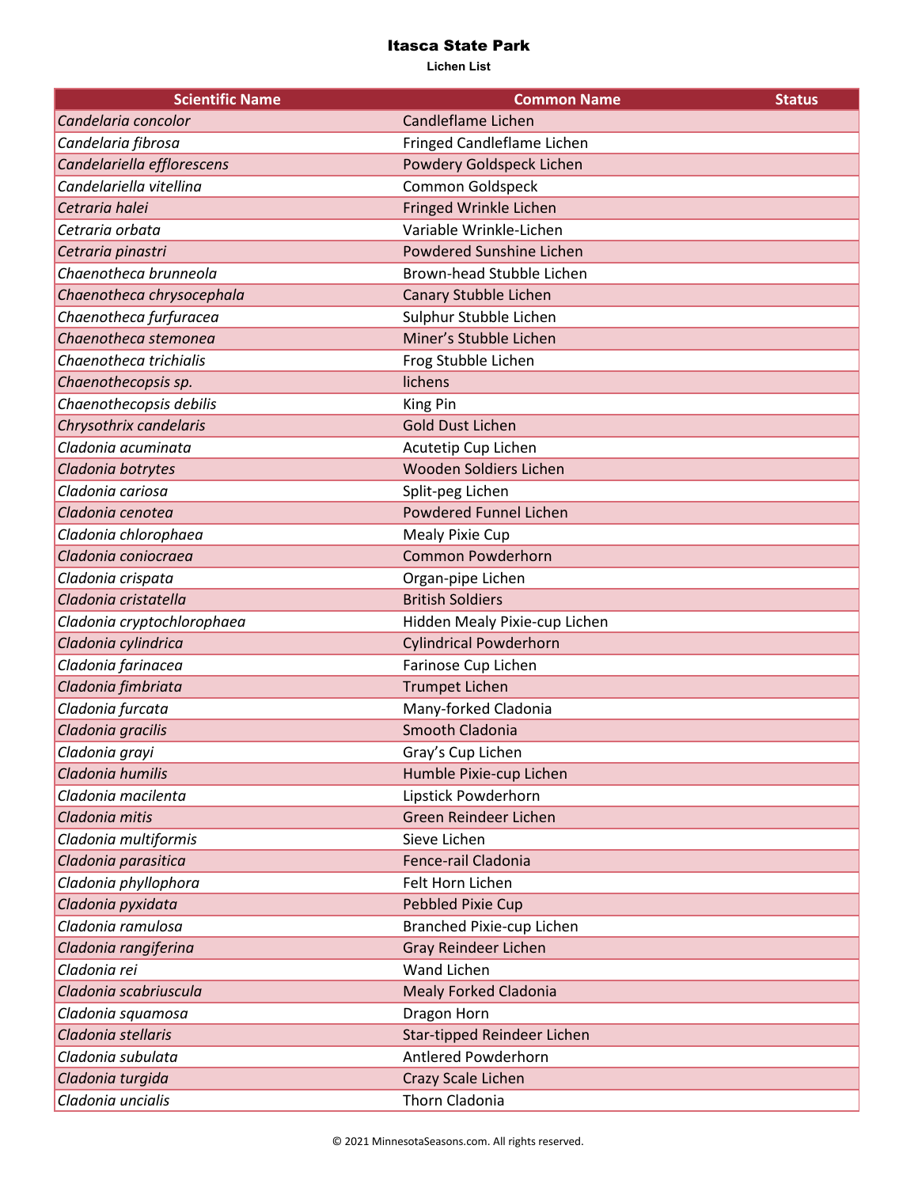# Itasca State Park

**Lichen List**

| Scientific Name | Common Name | Status |
|---|---|---|
| *Candelaria concolor* | Candleflame Lichen | |
| *Candelaria fibrosa* | Fringed Candleflame Lichen | |
| *Candelariella efflorescens* | Powdery Goldspeck Lichen | |
| *Candelariella vitellina* | Common Goldspeck | |
| *Cetraria halei* | Fringed Wrinkle Lichen | |
| *Cetraria orbata* | Variable Wrinkle-Lichen | |
| *Cetraria pinastri* | Powdered Sunshine Lichen | |
| *Chaenotheca brunneola* | Brown-head Stubble Lichen | |
| *Chaenotheca chrysocephala* | Canary Stubble Lichen | |
| *Chaenotheca furfuracea* | Sulphur Stubble Lichen | |
| *Chaenotheca stemonea* | Miner's Stubble Lichen | |
| *Chaenotheca trichialis* | Frog Stubble Lichen | |
| *Chaenothecopsis sp.* | lichens | |
| *Chaenothecopsis debilis* | King Pin | |
| *Chrysothrix candelaris* | Gold Dust Lichen | |
| *Cladonia acuminata* | Acutetip Cup Lichen | |
| *Cladonia botrytes* | Wooden Soldiers Lichen | |
| *Cladonia cariosa* | Split-peg Lichen | |
| *Cladonia cenotea* | Powdered Funnel Lichen | |
| *Cladonia chlorophaea* | Mealy Pixie Cup | |
| *Cladonia coniocraea* | Common Powderhorn | |
| *Cladonia crispata* | Organ-pipe Lichen | |
| *Cladonia cristatella* | British Soldiers | |
| *Cladonia cryptochlorophaea* | Hidden Mealy Pixie-cup Lichen | |
| *Cladonia cylindrica* | Cylindrical Powderhorn | |
| *Cladonia farinacea* | Farinose Cup Lichen | |
| *Cladonia fimbriata* | Trumpet Lichen | |
| *Cladonia furcata* | Many-forked Cladonia | |
| *Cladonia gracilis* | Smooth Cladonia | |
| *Cladonia grayi* | Gray's Cup Lichen | |
| *Cladonia humilis* | Humble Pixie-cup Lichen | |
| *Cladonia macilenta* | Lipstick Powderhorn | |
| *Cladonia mitis* | Green Reindeer Lichen | |
| *Cladonia multiformis* | Sieve Lichen | |
| *Cladonia parasitica* | Fence-rail Cladonia | |
| *Cladonia phyllophora* | Felt Horn Lichen | |
| *Cladonia pyxidata* | Pebbled Pixie Cup | |
| *Cladonia ramulosa* | Branched Pixie-cup Lichen | |
| *Cladonia rangiferina* | Gray Reindeer Lichen | |
| *Cladonia rei* | Wand Lichen | |
| *Cladonia scabriuscula* | Mealy Forked Cladonia | |
| *Cladonia squamosa* | Dragon Horn | |
| *Cladonia stellaris* | Star-tipped Reindeer Lichen | |
| *Cladonia subulata* | Antlered Powderhorn | |
| *Cladonia turgida* | Crazy Scale Lichen | |
| *Cladonia uncialis* | Thorn Cladonia | |

© 2021 MinnesotaSeasons.com. All rights reserved.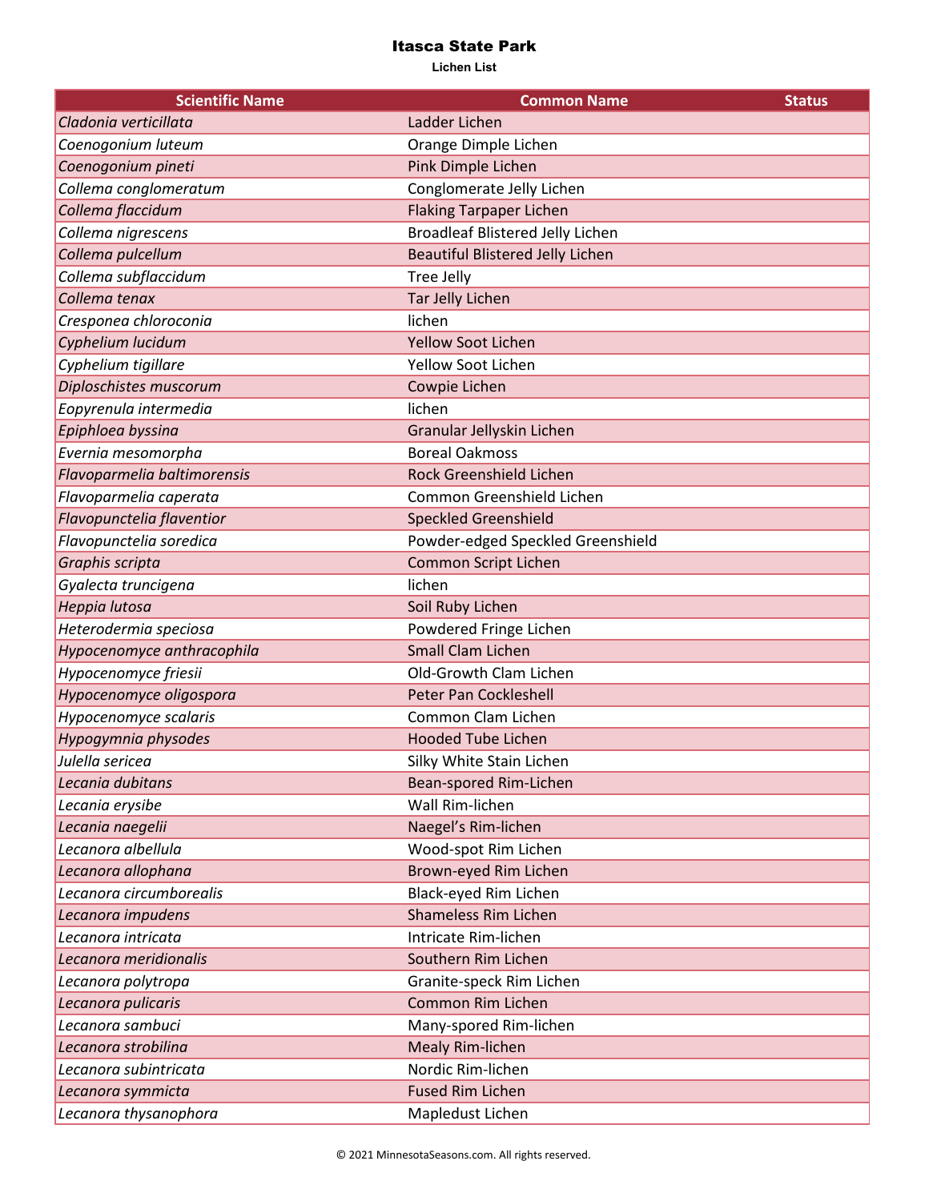# Itasca State Park

**Lichen List**

| Scientific Name | Common Name | Status |
|---|---|---|
| *Cladonia verticillata* | Ladder Lichen | |
| *Coenogonium luteum* | Orange Dimple Lichen | |
| *Coenogonium pineti* | Pink Dimple Lichen | |
| *Collema conglomeratum* | Conglomerate Jelly Lichen | |
| *Collema flaccidum* | Flaking Tarpaper Lichen | |
| *Collema nigrescens* | Broadleaf Blistered Jelly Lichen | |
| *Collema pulcellum* | Beautiful Blistered Jelly Lichen | |
| *Collema subflaccidum* | Tree Jelly | |
| *Collema tenax* | Tar Jelly Lichen | |
| *Cresponea chloroconia* | lichen | |
| *Cyphelium lucidum* | Yellow Soot Lichen | |
| *Cyphelium tigillare* | Yellow Soot Lichen | |
| *Diploschistes muscorum* | Cowpie Lichen | |
| *Eopyrenula intermedia* | lichen | |
| *Epiphloea byssina* | Granular Jellyskin Lichen | |
| *Evernia mesomorpha* | Boreal Oakmoss | |
| *Flavoparmelia baltimorensis* | Rock Greenshield Lichen | |
| *Flavoparmelia caperata* | Common Greenshield Lichen | |
| *Flavopunctelia flaventior* | Speckled Greenshield | |
| *Flavopunctelia soredica* | Powder-edged Speckled Greenshield | |
| *Graphis scripta* | Common Script Lichen | |
| *Gyalecta truncigena* | lichen | |
| *Heppia lutosa* | Soil Ruby Lichen | |
| *Heterodermia speciosa* | Powdered Fringe Lichen | |
| *Hypocenomyce anthracophila* | Small Clam Lichen | |
| *Hypocenomyce friesii* | Old-Growth Clam Lichen | |
| *Hypocenomyce oligospora* | Peter Pan Cockleshell | |
| *Hypocenomyce scalaris* | Common Clam Lichen | |
| *Hypogymnia physodes* | Hooded Tube Lichen | |
| *Julella sericea* | Silky White Stain Lichen | |
| *Lecania dubitans* | Bean-spored Rim-Lichen | |
| *Lecania erysibe* | Wall Rim-lichen | |
| *Lecania naegelii* | Naegel's Rim-lichen | |
| *Lecanora albellula* | Wood-spot Rim Lichen | |
| *Lecanora allophana* | Brown-eyed Rim Lichen | |
| *Lecanora circumborealis* | Black-eyed Rim Lichen | |
| *Lecanora impudens* | Shameless Rim Lichen | |
| *Lecanora intricata* | Intricate Rim-lichen | |
| *Lecanora meridionalis* | Southern Rim Lichen | |
| *Lecanora polytropa* | Granite-speck Rim Lichen | |
| *Lecanora pulicaris* | Common Rim Lichen | |
| *Lecanora sambuci* | Many-spored Rim-lichen | |
| *Lecanora strobilina* | Mealy Rim-lichen | |
| *Lecanora subintricata* | Nordic Rim-lichen | |
| *Lecanora symmicta* | Fused Rim Lichen | |
| *Lecanora thysanophora* | Mapledust Lichen | |

© 2021 MinnesotaSeasons.com. All rights reserved.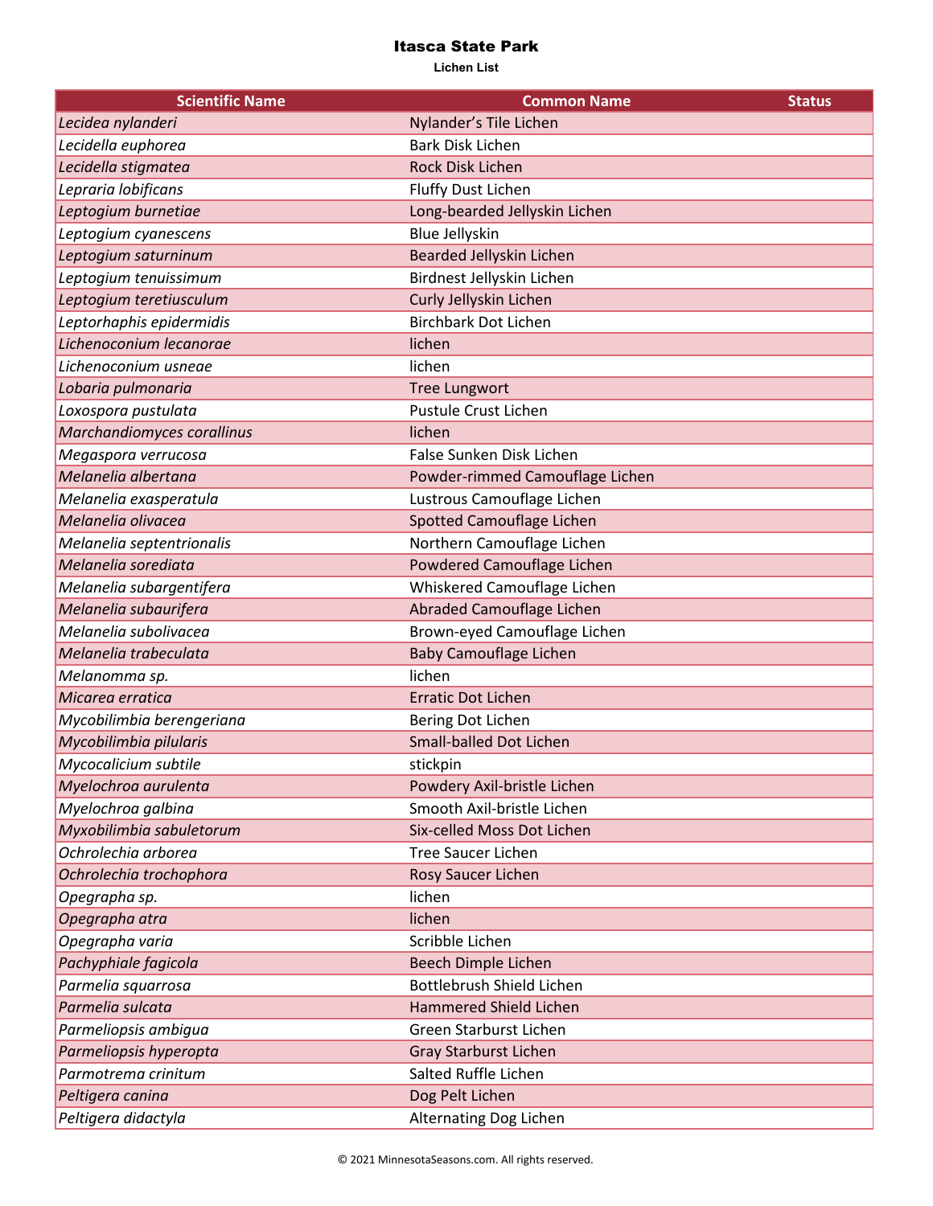# Itasca State Park

**Lichen List**

| Scientific Name | Common Name | Status |
|---|---|---|
| *Lecidea nylanderi* | Nylander’s Tile Lichen | |
| *Lecidella euphorea* | Bark Disk Lichen | |
| *Lecidella stigmatea* | Rock Disk Lichen | |
| *Lepraria lobificans* | Fluffy Dust Lichen | |
| *Leptogium burnetiae* | Long-bearded Jellyskin Lichen | |
| *Leptogium cyanescens* | Blue Jellyskin | |
| *Leptogium saturninum* | Bearded Jellyskin Lichen | |
| *Leptogium tenuissimum* | Birdnest Jellyskin Lichen | |
| *Leptogium teretiusculum* | Curly Jellyskin Lichen | |
| *Leptorhaphis epidermidis* | Birchbark Dot Lichen | |
| *Lichenoconium lecanorae* | lichen | |
| *Lichenoconium usneae* | lichen | |
| *Lobaria pulmonaria* | Tree Lungwort | |
| *Loxospora pustulata* | Pustule Crust Lichen | |
| *Marchandiomyces corallinus* | lichen | |
| *Megaspora verrucosa* | False Sunken Disk Lichen | |
| *Melanelia albertana* | Powder-rimmed Camouflage Lichen | |
| *Melanelia exasperatula* | Lustrous Camouflage Lichen | |
| *Melanelia olivacea* | Spotted Camouflage Lichen | |
| *Melanelia septentrionalis* | Northern Camouflage Lichen | |
| *Melanelia sorediata* | Powdered Camouflage Lichen | |
| *Melanelia subargentifera* | Whiskered Camouflage Lichen | |
| *Melanelia subaurifera* | Abraded Camouflage Lichen | |
| *Melanelia subolivacea* | Brown-eyed Camouflage Lichen | |
| *Melanelia trabeculata* | Baby Camouflage Lichen | |
| *Melanomma sp.* | lichen | |
| *Micarea erratica* | Erratic Dot Lichen | |
| *Mycobilimbia berengeriana* | Bering Dot Lichen | |
| *Mycobilimbia pilularis* | Small-balled Dot Lichen | |
| *Mycocalicium subtile* | stickpin | |
| *Myelochroa aurulenta* | Powdery Axil-bristle Lichen | |
| *Myelochroa galbina* | Smooth Axil-bristle Lichen | |
| *Myxobilimbia sabuletorum* | Six-celled Moss Dot Lichen | |
| *Ochrolechia arborea* | Tree Saucer Lichen | |
| *Ochrolechia trochophora* | Rosy Saucer Lichen | |
| *Opegrapha sp.* | lichen | |
| *Opegrapha atra* | lichen | |
| *Opegrapha varia* | Scribble Lichen | |
| *Pachyphiale fagicola* | Beech Dimple Lichen | |
| *Parmelia squarrosa* | Bottlebrush Shield Lichen | |
| *Parmelia sulcata* | Hammered Shield Lichen | |
| *Parmeliopsis ambigua* | Green Starburst Lichen | |
| *Parmeliopsis hyperopta* | Gray Starburst Lichen | |
| *Parmotrema crinitum* | Salted Ruffle Lichen | |
| *Peltigera canina* | Dog Pelt Lichen | |
| *Peltigera didactyla* | Alternating Dog Lichen | |

© 2021 MinnesotaSeasons.com. All rights reserved.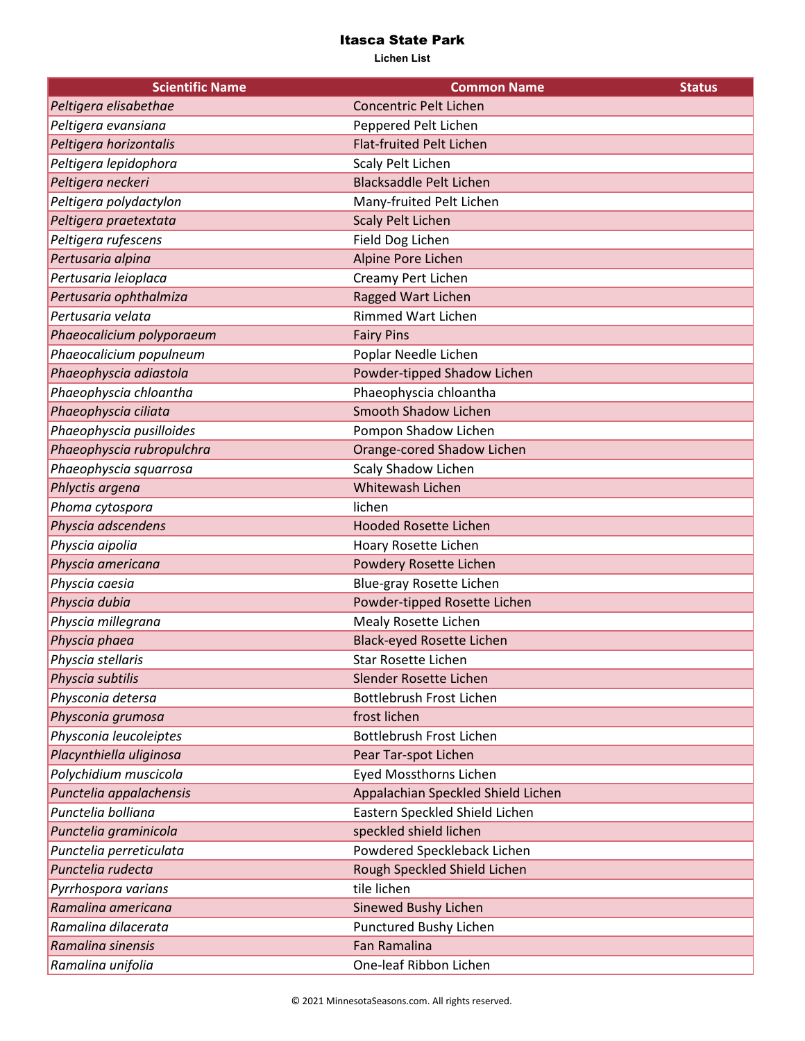# Itasca State Park

**Lichen List**

| Scientific Name | Common Name | Status |
|---|---|---|
| *Peltigera elisabethae* | Concentric Pelt Lichen | |
| *Peltigera evansiana* | Peppered Pelt Lichen | |
| *Peltigera horizontalis* | Flat-fruited Pelt Lichen | |
| *Peltigera lepidophora* | Scaly Pelt Lichen | |
| *Peltigera neckeri* | Blacksaddle Pelt Lichen | |
| *Peltigera polydactylon* | Many-fruited Pelt Lichen | |
| *Peltigera praetextata* | Scaly Pelt Lichen | |
| *Peltigera rufescens* | Field Dog Lichen | |
| *Pertusaria alpina* | Alpine Pore Lichen | |
| *Pertusaria leioplaca* | Creamy Pert Lichen | |
| *Pertusaria ophthalmiza* | Ragged Wart Lichen | |
| *Pertusaria velata* | Rimmed Wart Lichen | |
| *Phaeocalicium polyporaeum* | Fairy Pins | |
| *Phaeocalicium populneum* | Poplar Needle Lichen | |
| *Phaeophyscia adiastola* | Powder-tipped Shadow Lichen | |
| *Phaeophyscia chloantha* | Phaeophyscia chloantha | |
| *Phaeophyscia ciliata* | Smooth Shadow Lichen | |
| *Phaeophyscia pusilloides* | Pompon Shadow Lichen | |
| *Phaeophyscia rubropulchra* | Orange-cored Shadow Lichen | |
| *Phaeophyscia squarrosa* | Scaly Shadow Lichen | |
| *Phlyctis argena* | Whitewash Lichen | |
| *Phoma cytospora* | lichen | |
| *Physcia adscendens* | Hooded Rosette Lichen | |
| *Physcia aipolia* | Hoary Rosette Lichen | |
| *Physcia americana* | Powdery Rosette Lichen | |
| *Physcia caesia* | Blue-gray Rosette Lichen | |
| *Physcia dubia* | Powder-tipped Rosette Lichen | |
| *Physcia millegrana* | Mealy Rosette Lichen | |
| *Physcia phaea* | Black-eyed Rosette Lichen | |
| *Physcia stellaris* | Star Rosette Lichen | |
| *Physcia subtilis* | Slender Rosette Lichen | |
| *Physconia detersa* | Bottlebrush Frost Lichen | |
| *Physconia grumosa* | frost lichen | |
| *Physconia leucoleiptes* | Bottlebrush Frost Lichen | |
| *Placynthiella uliginosa* | Pear Tar-spot Lichen | |
| *Polychidium muscicola* | Eyed Mossthorns Lichen | |
| *Punctelia appalachensis* | Appalachian Speckled Shield Lichen | |
| *Punctelia bolliana* | Eastern Speckled Shield Lichen | |
| *Punctelia graminicola* | speckled shield lichen | |
| *Punctelia perreticulata* | Powdered Speckleback Lichen | |
| *Punctelia rudecta* | Rough Speckled Shield Lichen | |
| *Pyrrhospora varians* | tile lichen | |
| *Ramalina americana* | Sinewed Bushy Lichen | |
| *Ramalina dilacerata* | Punctured Bushy Lichen | |
| *Ramalina sinensis* | Fan Ramalina | |
| *Ramalina unifolia* | One-leaf Ribbon Lichen | |

© 2021 MinnesotaSeasons.com. All rights reserved.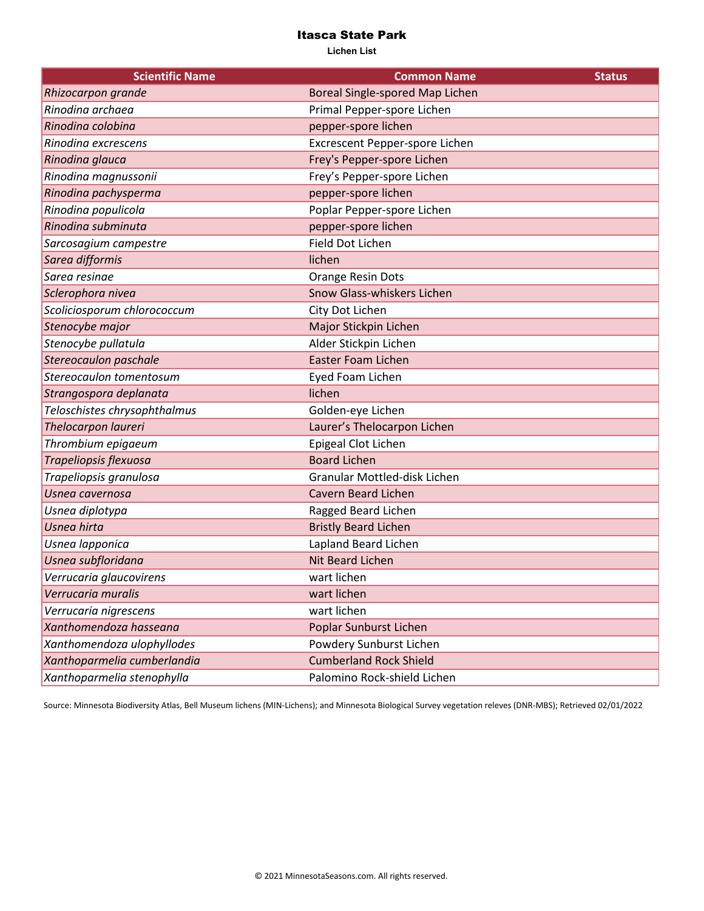# Itasca State Park

**Lichen List**

| Scientific Name | Common Name | Status |
|---|---|---|
| *Rhizocarpon grande* | Boreal Single-spored Map Lichen | |
| *Rinodina archaea* | Primal Pepper-spore Lichen | |
| *Rinodina colobina* | pepper-spore lichen | |
| *Rinodina excrescens* | Excrescent Pepper-spore Lichen | |
| *Rinodina glauca* | Frey's Pepper-spore Lichen | |
| *Rinodina magnussonii* | Frey’s Pepper-spore Lichen | |
| *Rinodina pachysperma* | pepper-spore lichen | |
| *Rinodina populicola* | Poplar Pepper-spore Lichen | |
| *Rinodina subminuta* | pepper-spore lichen | |
| *Sarcosagium campestre* | Field Dot Lichen | |
| *Sarea difformis* | lichen | |
| *Sarea resinae* | Orange Resin Dots | |
| *Sclerophora nivea* | Snow Glass-whiskers Lichen | |
| *Scoliciosporum chlorococcum* | City Dot Lichen | |
| *Stenocybe major* | Major Stickpin Lichen | |
| *Stenocybe pullatula* | Alder Stickpin Lichen | |
| *Stereocaulon paschale* | Easter Foam Lichen | |
| *Stereocaulon tomentosum* | Eyed Foam Lichen | |
| *Strangospora deplanata* | lichen | |
| *Teloschistes chrysophthalmus* | Golden-eye Lichen | |
| *Thelocarpon laureri* | Laurer’s Thelocarpon Lichen | |
| *Thrombium epigaeum* | Epigeal Clot Lichen | |
| *Trapeliopsis flexuosa* | Board Lichen | |
| *Trapeliopsis granulosa* | Granular Mottled-disk Lichen | |
| *Usnea cavernosa* | Cavern Beard Lichen | |
| *Usnea diplotypa* | Ragged Beard Lichen | |
| *Usnea hirta* | Bristly Beard Lichen | |
| *Usnea lapponica* | Lapland Beard Lichen | |
| *Usnea subfloridana* | Nit Beard Lichen | |
| *Verrucaria glaucovirens* | wart lichen | |
| *Verrucaria muralis* | wart lichen | |
| *Verrucaria nigrescens* | wart lichen | |
| *Xanthomendoza hasseana* | Poplar Sunburst Lichen | |
| *Xanthomendoza ulophyllodes* | Powdery Sunburst Lichen | |
| *Xanthoparmelia cumberlandia* | Cumberland Rock Shield | |
| *Xanthoparmelia stenophylla* | Palomino Rock-shield Lichen | |

Source: Minnesota Biodiversity Atlas, Bell Museum lichens (MIN-Lichens); and Minnesota Biological Survey vegetation releves (DNR-MBS); Retrieved 02/01/2022

© 2021 MinnesotaSeasons.com. All rights reserved.